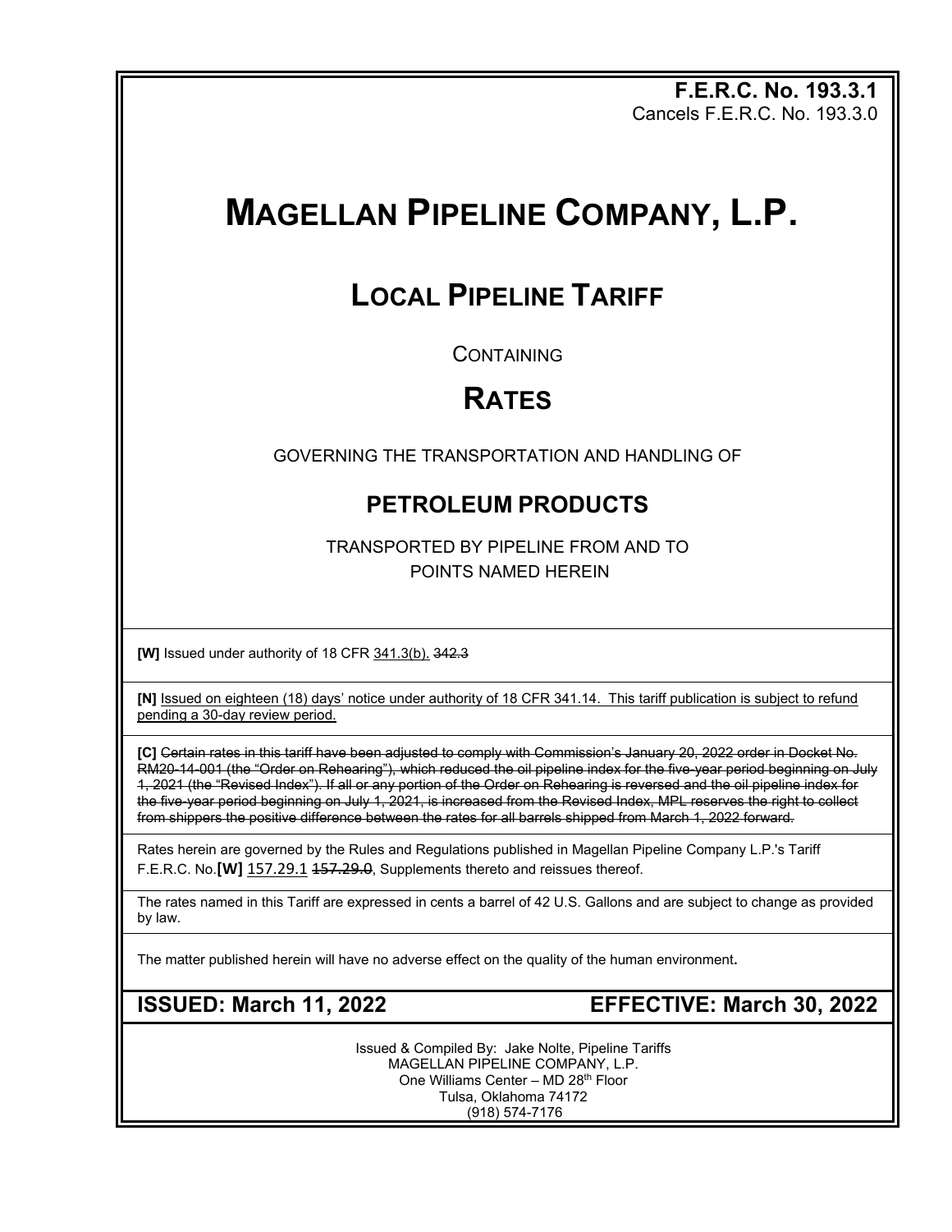**F.E.R.C. No. 193.3.1**
Cancels F.E.R.C. No. 193.3.0

# MAGELLAN PIPELINE COMPANY, L.P.

## LOCAL PIPELINE TARIFF

CONTAINING

## RATES

GOVERNING THE TRANSPORTATION AND HANDLING OF

### PETROLEUM PRODUCTS

TRANSPORTED BY PIPELINE FROM AND TO
POINTS NAMED HEREIN

**[W]** Issued under authority of 18 CFR <u>341.3(b).</u> ~~342.3~~

**[N]** <u>Issued on eighteen (18) days' notice under authority of 18 CFR 341.14. This tariff publication is subject to refund pending a 30-day review period.</u>

**[C]** ~~Certain rates in this tariff have been adjusted to comply with Commission's January 20, 2022 order in Docket No. RM20-14-001 (the "Order on Rehearing"), which reduced the oil pipeline index for the five-year period beginning on July 1, 2021 (the "Revised Index"). If all or any portion of the Order on Rehearing is reversed and the oil pipeline index for the five-year period beginning on July 1, 2021, is increased from the Revised Index, MPL reserves the right to collect from shippers the positive difference between the rates for all barrels shipped from March 1, 2022 forward.~~

Rates herein are governed by the Rules and Regulations published in Magellan Pipeline Company L.P.'s Tariff F.E.R.C. No.**[W]** <u>157.29.1</u> ~~157.29.0~~, Supplements thereto and reissues thereof.

The rates named in this Tariff are expressed in cents a barrel of 42 U.S. Gallons and are subject to change as provided by law.

The matter published herein will have no adverse effect on the quality of the human environment**.**

**ISSUED: March 11, 2022** **EFFECTIVE: March 30, 2022**

Issued & Compiled By: Jake Nolte, Pipeline Tariffs
MAGELLAN PIPELINE COMPANY, L.P.
One Williams Center – MD 28th Floor
Tulsa, Oklahoma 74172
(918) 574-7176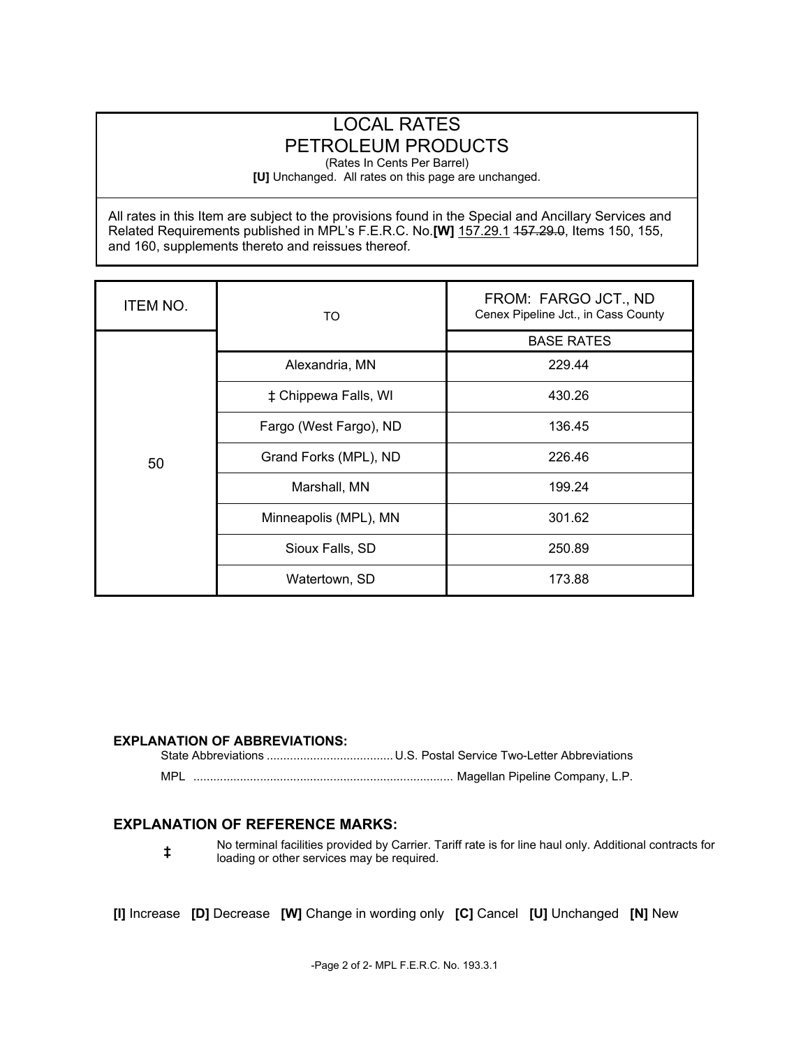# LOCAL RATES
# PETROLEUM PRODUCTS

(Rates In Cents Per Barrel)

**[U]** Unchanged. All rates on this page are unchanged.

All rates in this Item are subject to the provisions found in the Special and Ancillary Services and Related Requirements published in MPL's F.E.R.C. No.**[W]** 157.29.1 ~~157.29.0~~, Items 150, 155, and 160, supplements thereto and reissues thereof.

| ITEM NO. | TO | FROM: FARGO JCT., ND Cenex Pipeline Jct., in Cass County |
|---|---|---|
| | | BASE RATES |
| 50 | Alexandria, MN | 229.44 |
| | ‡ Chippewa Falls, WI | 430.26 |
| | Fargo (West Fargo), ND | 136.45 |
| | Grand Forks (MPL), ND | 226.46 |
| | Marshall, MN | 199.24 |
| | Minneapolis (MPL), MN | 301.62 |
| | Sioux Falls, SD | 250.89 |
| | Watertown, SD | 173.88 |

**EXPLANATION OF ABBREVIATIONS:**

State Abbreviations ...................................... U.S. Postal Service Two-Letter Abbreviations

MPL ............................................................................ Magellan Pipeline Company, L.P.

**EXPLANATION OF REFERENCE MARKS:**

‡ No terminal facilities provided by Carrier. Tariff rate is for line haul only. Additional contracts for loading or other services may be required.

**[I]** Increase **[D]** Decrease **[W]** Change in wording only **[C]** Cancel **[U]** Unchanged **[N]** New